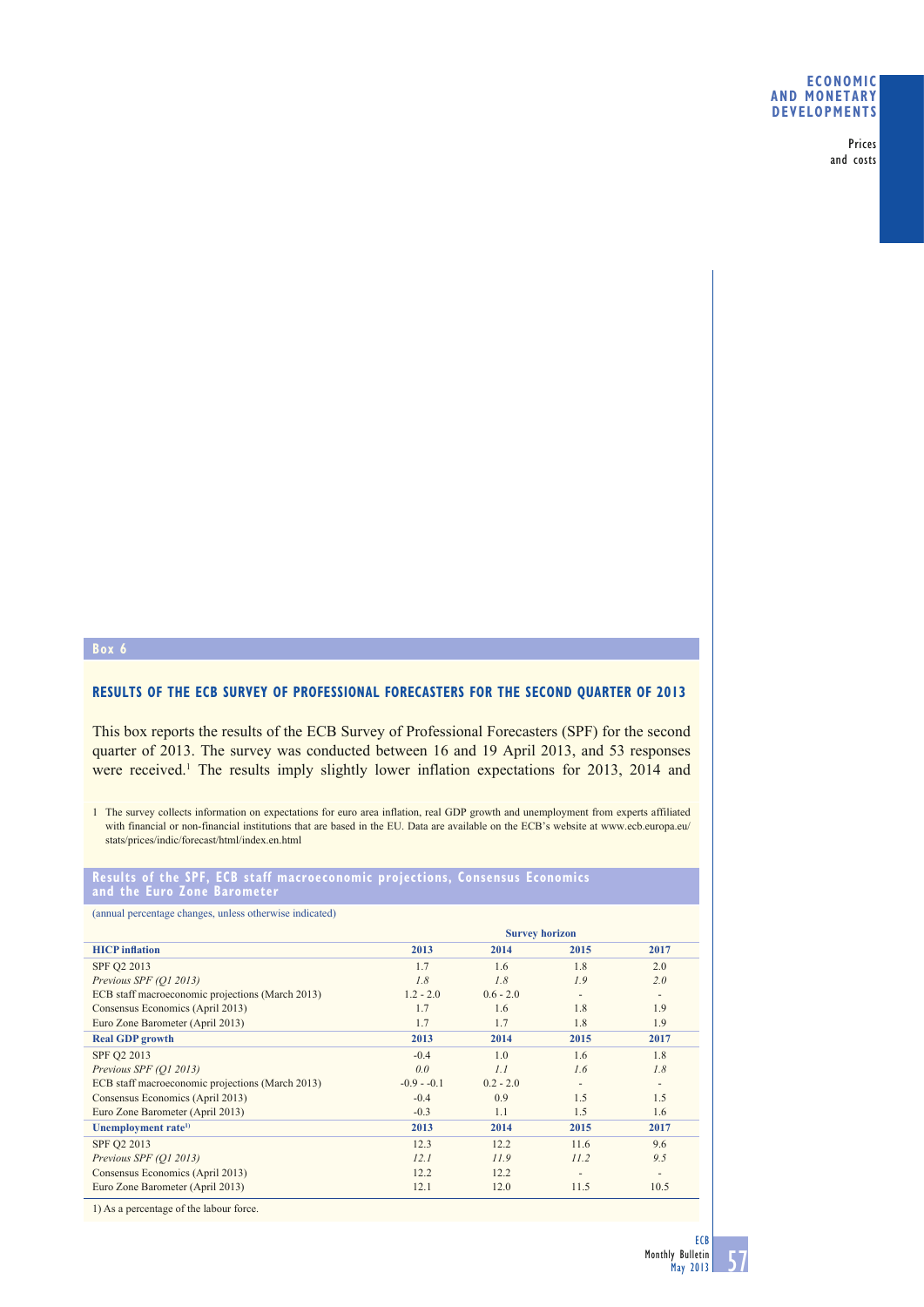## Box 6

### RESULTS OF THE ECB SURVEY OF PROFESSIONAL FORECASTERS FOR THE SECOND QUARTER OF 2013

This box reports the results of the ECB Survey of Professional Forecasters (SPF) for the second quarter of 2013. The survey was conducted between 16 and 19 April 2013, and 53 responses were received.[1] The results imply slightly lower inflation expectations for 2013, 2014 and

1 The survey collects information on expectations for euro area inflation, real GDP growth and unemployment from experts affiliated with financial or non-financial institutions that are based in the EU. Data are available on the ECB's website at www.ecb.europa.eu/stats/prices/indic/forecast/html/index.en.html

**Results of the SPF, ECB staff macroeconomic projections, Consensus Economics and the Euro Zone Barometer**

(annual percentage changes, unless otherwise indicated)

| | Survey horizon | | | |
|---|---|---|---|---|
| **HICP inflation** | **2013** | **2014** | **2015** | **2017** |
| SPF Q2 2013 | 1.7 | 1.6 | 1.8 | 2.0 |
| *Previous SPF (Q1 2013)* | *1.8* | *1.8* | *1.9* | *2.0* |
| ECB staff macroeconomic projections (March 2013) | 1.2 - 2.0 | 0.6 - 2.0 | - | - |
| Consensus Economics (April 2013) | 1.7 | 1.6 | 1.8 | 1.9 |
| Euro Zone Barometer (April 2013) | 1.7 | 1.7 | 1.8 | 1.9 |
| **Real GDP growth** | **2013** | **2014** | **2015** | **2017** |
| SPF Q2 2013 | -0.4 | 1.0 | 1.6 | 1.8 |
| *Previous SPF (Q1 2013)* | *0.0* | *1.1* | *1.6* | *1.8* |
| ECB staff macroeconomic projections (March 2013) | -0.9 - -0.1 | 0.2 - 2.0 | - | - |
| Consensus Economics (April 2013) | -0.4 | 0.9 | 1.5 | 1.5 |
| Euro Zone Barometer (April 2013) | -0.3 | 1.1 | 1.5 | 1.6 |
| **Unemployment rate[1)]** | **2013** | **2014** | **2015** | **2017** |
| SPF Q2 2013 | 12.3 | 12.2 | 11.6 | 9.6 |
| *Previous SPF (Q1 2013)* | *12.1* | *11.9* | *11.2* | *9.5* |
| Consensus Economics (April 2013) | 12.2 | 12.2 | - | - |
| Euro Zone Barometer (April 2013) | 12.1 | 12.0 | 11.5 | 10.5 |

1) As a percentage of the labour force.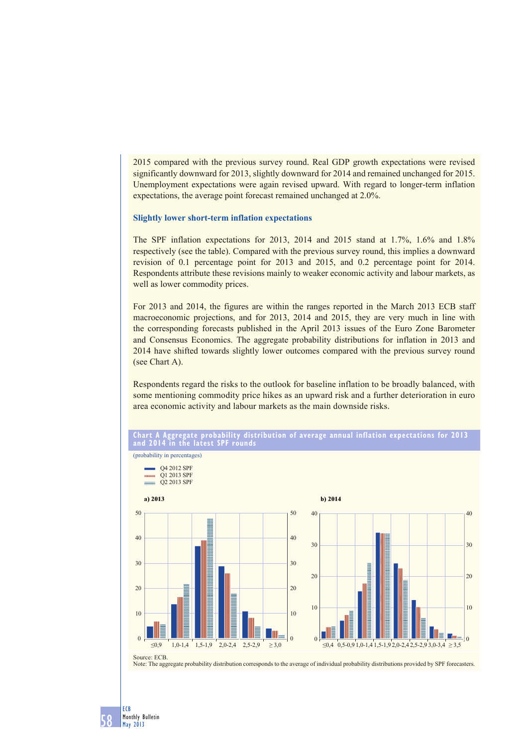2015 compared with the previous survey round. Real GDP growth expectations were revised significantly downward for 2013, slightly downward for 2014 and remained unchanged for 2015. Unemployment expectations were again revised upward. With regard to longer-term inflation expectations, the average point forecast remained unchanged at 2.0%.

### Slightly lower short-term inflation expectations

The SPF inflation expectations for 2013, 2014 and 2015 stand at 1.7%, 1.6% and 1.8% respectively (see the table). Compared with the previous survey round, this implies a downward revision of 0.1 percentage point for 2013 and 2015, and 0.2 percentage point for 2014. Respondents attribute these revisions mainly to weaker economic activity and labour markets, as well as lower commodity prices.

For 2013 and 2014, the figures are within the ranges reported in the March 2013 ECB staff macroeconomic projections, and for 2013, 2014 and 2015, they are very much in line with the corresponding forecasts published in the April 2013 issues of the Euro Zone Barometer and Consensus Economics. The aggregate probability distributions for inflation in 2013 and 2014 have shifted towards slightly lower outcomes compared with the previous survey round (see Chart A).

Respondents regard the risks to the outlook for baseline inflation to be broadly balanced, with some mentioning commodity price hikes as an upward risk and a further deterioration in euro area economic activity and labour markets as the main downside risks.

**Chart A Aggregate probability distribution of average annual inflation expectations for 2013 and 2014 in the latest SPF rounds**

(probability in percentages)

Q4 2012 SPF
Q1 2013 SPF
Q2 2013 SPF

a) 2013

b) 2014

Source: ECB.
Note: The aggregate probability distribution corresponds to the average of individual probability distributions provided by SPF forecasters.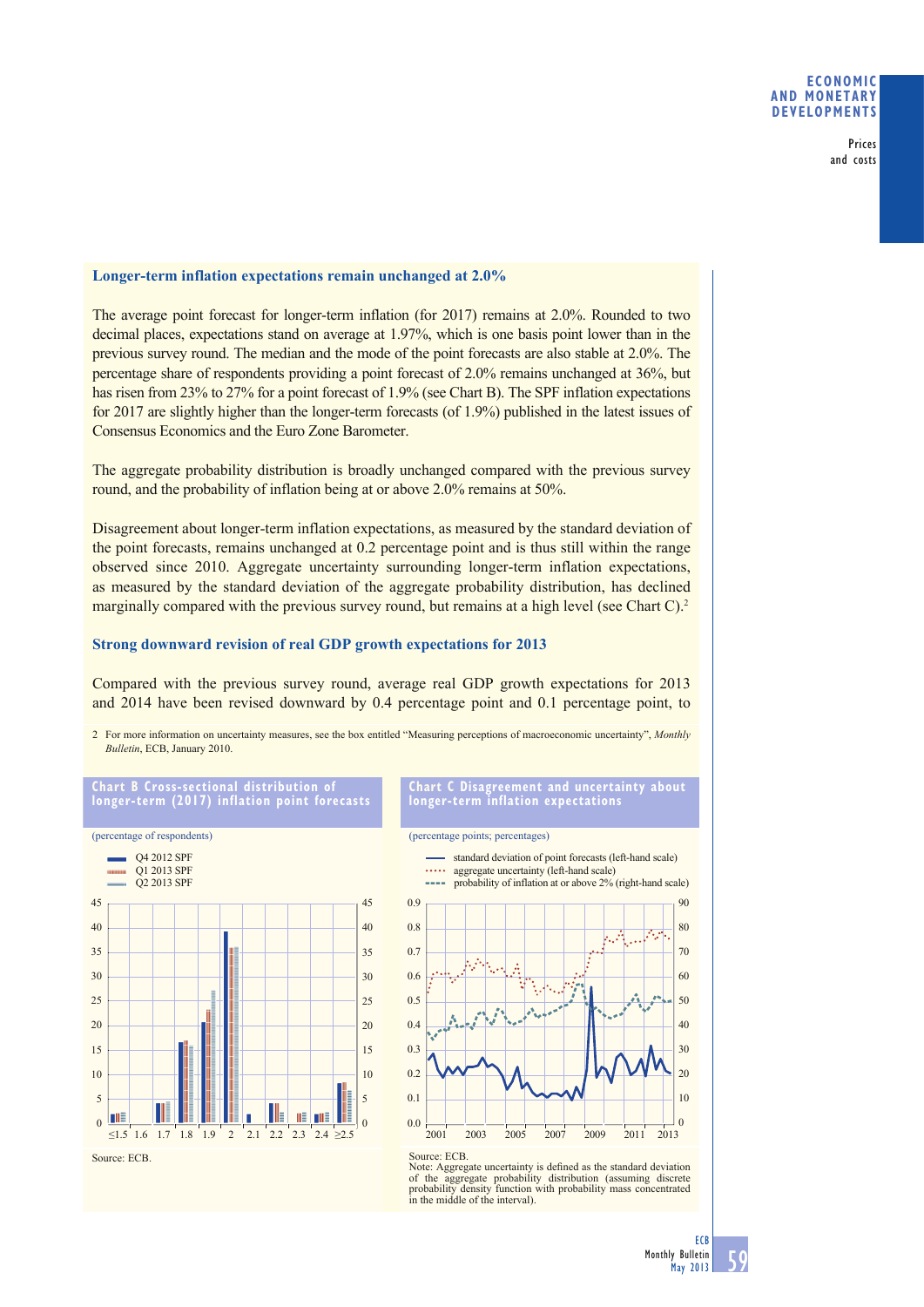### Longer-term inflation expectations remain unchanged at 2.0%

The average point forecast for longer-term inflation (for 2017) remains at 2.0%. Rounded to two decimal places, expectations stand on average at 1.97%, which is one basis point lower than in the previous survey round. The median and the mode of the point forecasts are also stable at 2.0%. The percentage share of respondents providing a point forecast of 2.0% remains unchanged at 36%, but has risen from 23% to 27% for a point forecast of 1.9% (see Chart B). The SPF inflation expectations for 2017 are slightly higher than the longer-term forecasts (of 1.9%) published in the latest issues of Consensus Economics and the Euro Zone Barometer.

The aggregate probability distribution is broadly unchanged compared with the previous survey round, and the probability of inflation being at or above 2.0% remains at 50%.

Disagreement about longer-term inflation expectations, as measured by the standard deviation of the point forecasts, remains unchanged at 0.2 percentage point and is thus still within the range observed since 2010. Aggregate uncertainty surrounding longer-term inflation expectations, as measured by the standard deviation of the aggregate probability distribution, has declined marginally compared with the previous survey round, but remains at a high level (see Chart C).[2]

### Strong downward revision of real GDP growth expectations for 2013

Compared with the previous survey round, average real GDP growth expectations for 2013 and 2014 have been revised downward by 0.4 percentage point and 0.1 percentage point, to

2 For more information on uncertainty measures, see the box entitled "Measuring perceptions of macroeconomic uncertainty", *Monthly Bulletin*, ECB, January 2010.

**Chart B Cross-sectional distribution of longer-term (2017) inflation point forecasts**

(percentage of respondents)

Legend: Q4 2012 SPF; Q1 2013 SPF; Q2 2013 SPF

Source: ECB.

**Chart C Disagreement and uncertainty about longer-term inflation expectations**

(percentage points; percentages)

Legend: standard deviation of point forecasts (left-hand scale); aggregate uncertainty (left-hand scale); probability of inflation at or above 2% (right-hand scale)

Source: ECB.
Note: Aggregate uncertainty is defined as the standard deviation of the aggregate probability distribution (assuming discrete probability density function with probability mass concentrated in the middle of the interval).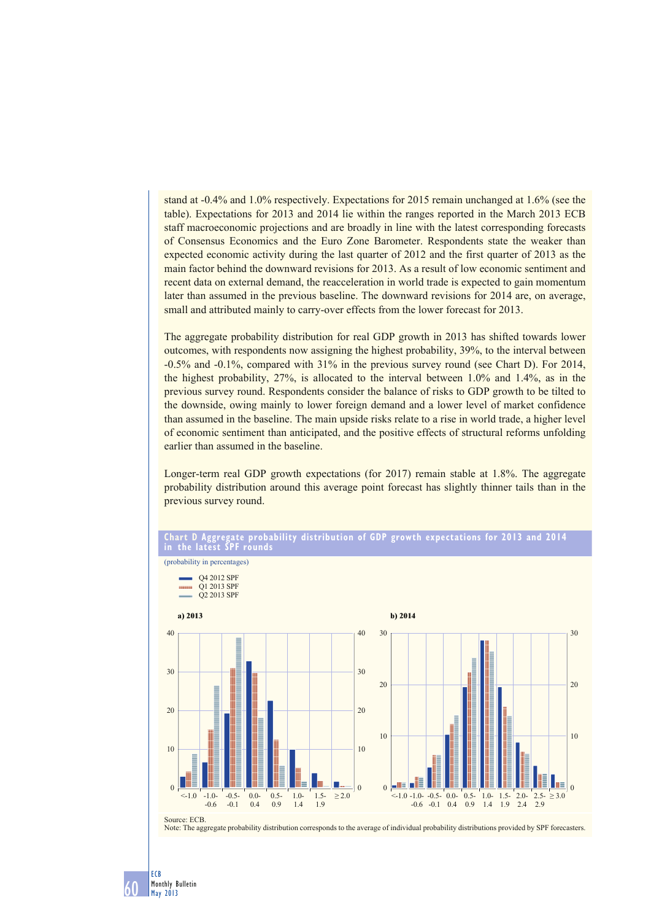stand at -0.4% and 1.0% respectively. Expectations for 2015 remain unchanged at 1.6% (see the table). Expectations for 2013 and 2014 lie within the ranges reported in the March 2013 ECB staff macroeconomic projections and are broadly in line with the latest corresponding forecasts of Consensus Economics and the Euro Zone Barometer. Respondents state the weaker than expected economic activity during the last quarter of 2012 and the first quarter of 2013 as the main factor behind the downward revisions for 2013. As a result of low economic sentiment and recent data on external demand, the reacceleration in world trade is expected to gain momentum later than assumed in the previous baseline. The downward revisions for 2014 are, on average, small and attributed mainly to carry-over effects from the lower forecast for 2013.

The aggregate probability distribution for real GDP growth in 2013 has shifted towards lower outcomes, with respondents now assigning the highest probability, 39%, to the interval between -0.5% and -0.1%, compared with 31% in the previous survey round (see Chart D). For 2014, the highest probability, 27%, is allocated to the interval between 1.0% and 1.4%, as in the previous survey round. Respondents consider the balance of risks to GDP growth to be tilted to the downside, owing mainly to lower foreign demand and a lower level of market confidence than assumed in the baseline. The main upside risks relate to a rise in world trade, a higher level of economic sentiment than anticipated, and the positive effects of structural reforms unfolding earlier than assumed in the baseline.

Longer-term real GDP growth expectations (for 2017) remain stable at 1.8%. The aggregate probability distribution around this average point forecast has slightly thinner tails than in the previous survey round.

**Chart D Aggregate probability distribution of GDP growth expectations for 2013 and 2014 in the latest SPF rounds**

(probability in percentages)

- Q4 2012 SPF
- Q1 2013 SPF
- Q2 2013 SPF

**a) 2013**

**b) 2014**

Source: ECB.
Note: The aggregate probability distribution corresponds to the average of individual probability distributions provided by SPF forecasters.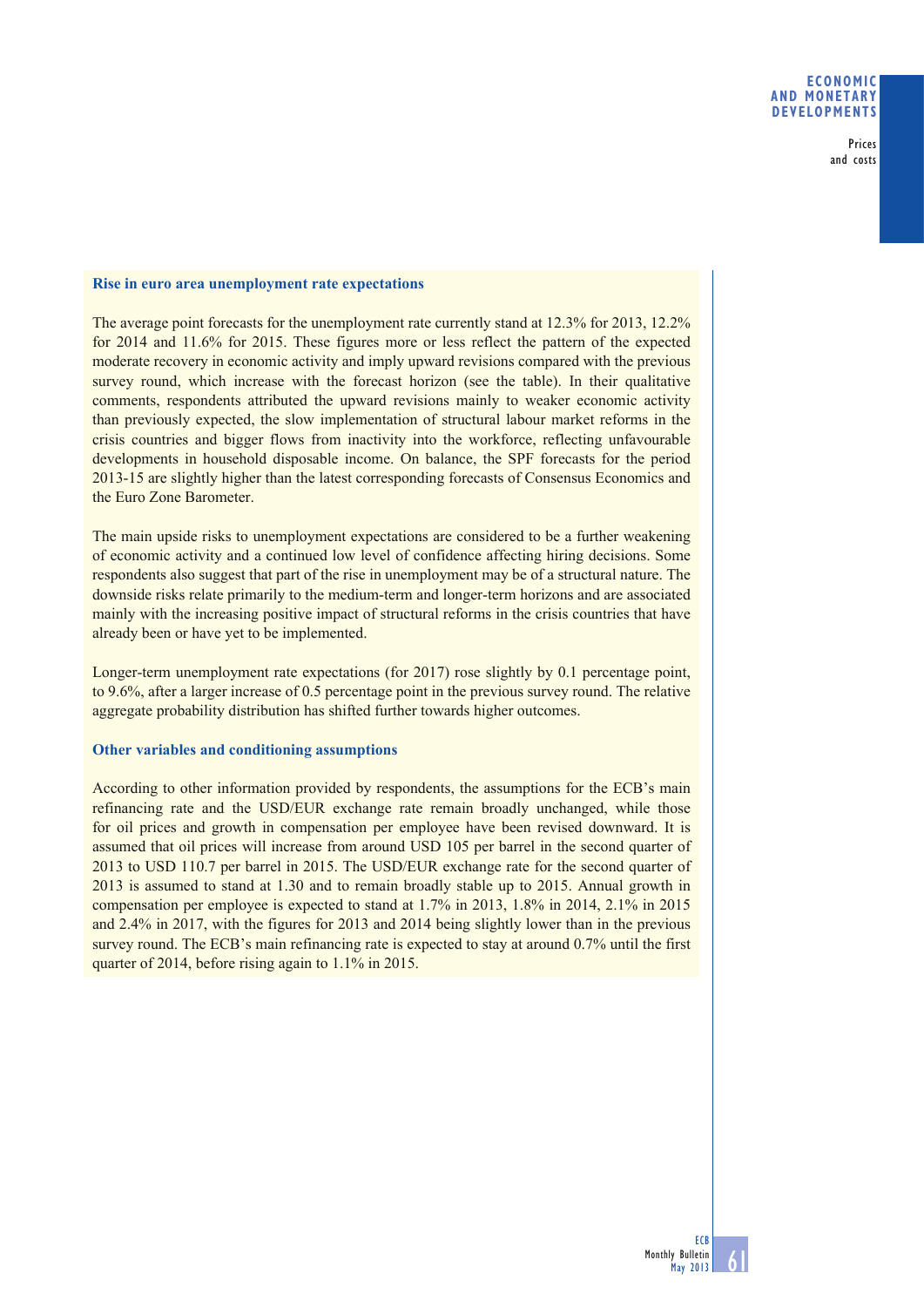### Rise in euro area unemployment rate expectations

The average point forecasts for the unemployment rate currently stand at 12.3% for 2013, 12.2% for 2014 and 11.6% for 2015. These figures more or less reflect the pattern of the expected moderate recovery in economic activity and imply upward revisions compared with the previous survey round, which increase with the forecast horizon (see the table). In their qualitative comments, respondents attributed the upward revisions mainly to weaker economic activity than previously expected, the slow implementation of structural labour market reforms in the crisis countries and bigger flows from inactivity into the workforce, reflecting unfavourable developments in household disposable income. On balance, the SPF forecasts for the period 2013-15 are slightly higher than the latest corresponding forecasts of Consensus Economics and the Euro Zone Barometer.

The main upside risks to unemployment expectations are considered to be a further weakening of economic activity and a continued low level of confidence affecting hiring decisions. Some respondents also suggest that part of the rise in unemployment may be of a structural nature. The downside risks relate primarily to the medium-term and longer-term horizons and are associated mainly with the increasing positive impact of structural reforms in the crisis countries that have already been or have yet to be implemented.

Longer-term unemployment rate expectations (for 2017) rose slightly by 0.1 percentage point, to 9.6%, after a larger increase of 0.5 percentage point in the previous survey round. The relative aggregate probability distribution has shifted further towards higher outcomes.

### Other variables and conditioning assumptions

According to other information provided by respondents, the assumptions for the ECB's main refinancing rate and the USD/EUR exchange rate remain broadly unchanged, while those for oil prices and growth in compensation per employee have been revised downward. It is assumed that oil prices will increase from around USD 105 per barrel in the second quarter of 2013 to USD 110.7 per barrel in 2015. The USD/EUR exchange rate for the second quarter of 2013 is assumed to stand at 1.30 and to remain broadly stable up to 2015. Annual growth in compensation per employee is expected to stand at 1.7% in 2013, 1.8% in 2014, 2.1% in 2015 and 2.4% in 2017, with the figures for 2013 and 2014 being slightly lower than in the previous survey round. The ECB's main refinancing rate is expected to stay at around 0.7% until the first quarter of 2014, before rising again to 1.1% in 2015.